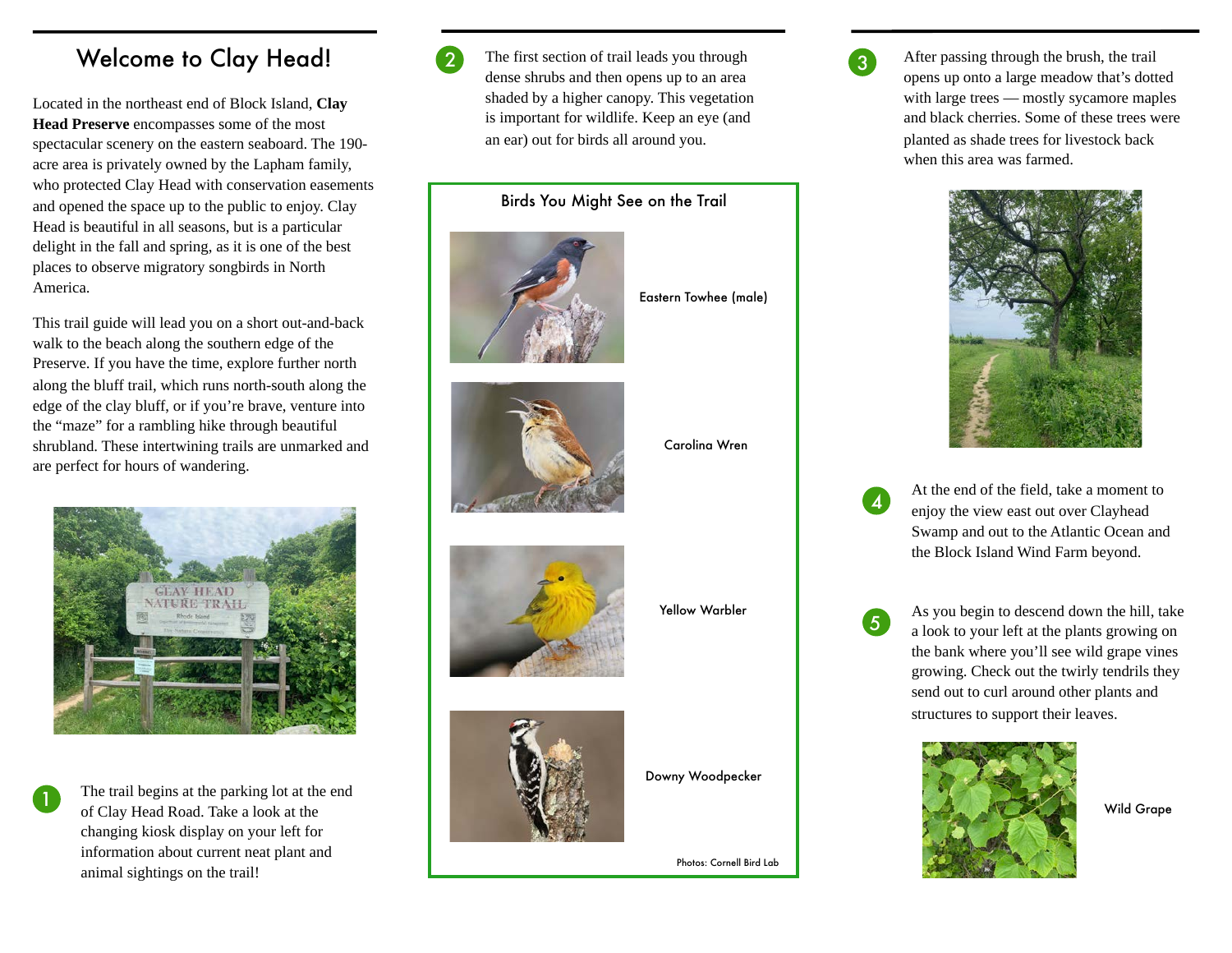# Welcome to Clay Head!

Located in the northeast end of Block Island, **Clay Head Preserve** encompasses some of the most spectacular scenery on the eastern seaboard. The 190-acre area is privately owned by the Lapham family, who protected Clay Head with conservation easements and opened the space up to the public to enjoy. Clay Head is beautiful in all seasons, but is a particular delight in the fall and spring, as it is one of the best places to observe migratory songbirds in North America.

This trail guide will lead you on a short out-and-back walk to the beach along the southern edge of the Preserve. If you have the time, explore further north along the bluff trail, which runs north-south along the edge of the clay bluff, or if you're brave, venture into the "maze" for a rambling hike through beautiful shrubland. These intertwining trails are unmarked and are perfect for hours of wandering.

1. The trail begins at the parking lot at the end of Clay Head Road. Take a look at the changing kiosk display on your left for information about current neat plant and animal sightings on the trail!

2. The first section of trail leads you through dense shrubs and then opens up to an area shaded by a higher canopy. This vegetation is important for wildlife. Keep an eye (and an ear) out for birds all around you.

## Birds You Might See on the Trail

Eastern Towhee (male)

Carolina Wren

Yellow Warbler

Downy Woodpecker

Photos: Cornell Bird Lab

3. After passing through the brush, the trail opens up onto a large meadow that's dotted with large trees — mostly sycamore maples and black cherries. Some of these trees were planted as shade trees for livestock back when this area was farmed.

4. At the end of the field, take a moment to enjoy the view east out over Clayhead Swamp and out to the Atlantic Ocean and the Block Island Wind Farm beyond.

5. As you begin to descend down the hill, take a look to your left at the plants growing on the bank where you'll see wild grape vines growing. Check out the twirly tendrils they send out to curl around other plants and structures to support their leaves.

Wild Grape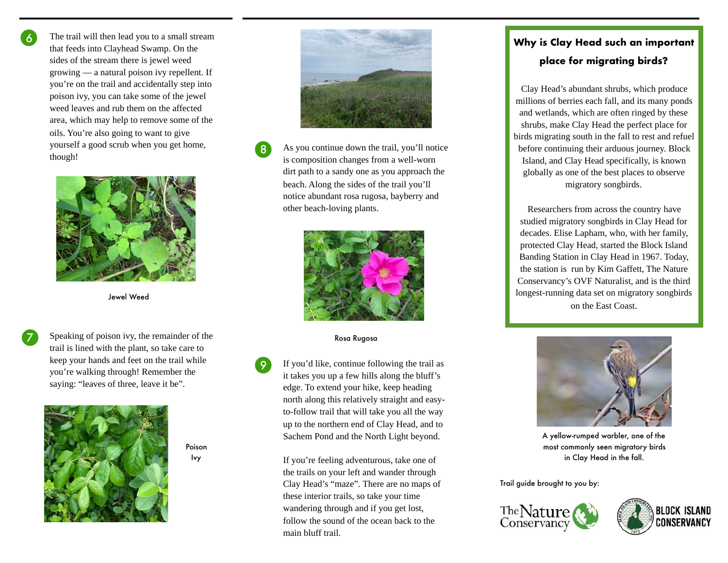6. The trail will then lead you to a small stream that feeds into Clayhead Swamp. On the sides of the stream there is jewel weed growing — a natural poison ivy repellent. If you're on the trail and accidentally step into poison ivy, you can take some of the jewel weed leaves and rub them on the affected area, which may help to remove some of the oils. You're also going to want to give yourself a good scrub when you get home, though!

Jewel Weed

7. Speaking of poison ivy, the remainder of the trail is lined with the plant, so take care to keep your hands and feet on the trail while you're walking through! Remember the saying: "leaves of three, leave it be".

Poison Ivy

8. As you continue down the trail, you'll notice is composition changes from a well-worn dirt path to a sandy one as you approach the beach. Along the sides of the trail you'll notice abundant rosa rugosa, bayberry and other beach-loving plants.

Rosa Rugosa

9. If you'd like, continue following the trail as it takes you up a few hills along the bluff's edge. To extend your hike, keep heading north along this relatively straight and easy-to-follow trail that will take you all the way up to the northern end of Clay Head, and to Sachem Pond and the North Light beyond.

If you're feeling adventurous, take one of the trails on your left and wander through Clay Head's "maze". There are no maps of these interior trails, so take your time wandering through and if you get lost, follow the sound of the ocean back to the main bluff trail.

## Why is Clay Head such an important place for migrating birds?

Clay Head's abundant shrubs, which produce millions of berries each fall, and its many ponds and wetlands, which are often ringed by these shrubs, make Clay Head the perfect place for birds migrating south in the fall to rest and refuel before continuing their arduous journey. Block Island, and Clay Head specifically, is known globally as one of the best places to observe migratory songbirds.

Researchers from across the country have studied migratory songbirds in Clay Head for decades. Elise Lapham, who, with her family, protected Clay Head, started the Block Island Banding Station in Clay Head in 1967. Today, the station is run by Kim Gaffett, The Nature Conservancy's OVF Naturalist, and is the third longest-running data set on migratory songbirds on the East Coast.

A yellow-rumped warbler, one of the most commonly seen migratory birds in Clay Head in the fall.

Trail guide brought to you by:

The Nature Conservancy

Block Island Conservancy